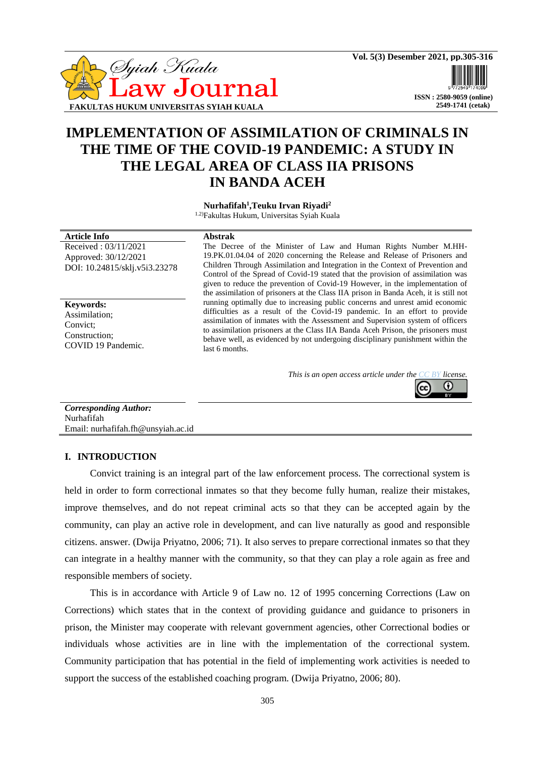# IMPLEMENTATION OF ASSIMILATION OF CRIMINALS IN THE TIME OF THE COVID-19 PANDEMIC: A STUDY IN THE LEGAL AREA OF CLASS IIA PRISONS IN BANDA ACEH

**Nurhafifah[1],Teuku Irvan Riyadi[2]**

[1.2)]Fakultas Hukum, Universitas Syiah Kuala

**Article Info**

Received : 03/11/2021
Approved: 30/12/2021
DOI: 10.24815/sklj.v5i3.23278

**Keywords:**
Assimilation;
Convict;
Construction;
COVID 19 Pandemic.

**Abstrak**

The Decree of the Minister of Law and Human Rights Number M.HH-19.PK.01.04.04 of 2020 concerning the Release and Release of Prisoners and Children Through Assimilation and Integration in the Context of Prevention and Control of the Spread of Covid-19 stated that the provision of assimilation was given to reduce the prevention of Covid-19 However, in the implementation of the assimilation of prisoners at the Class IIA prison in Banda Aceh, it is still not running optimally due to increasing public concerns and unrest amid economic difficulties as a result of the Covid-19 pandemic. In an effort to provide assimilation of inmates with the Assessment and Supervision system of officers to assimilation prisoners at the Class IIA Banda Aceh Prison, the prisoners must behave well, as evidenced by not undergoing disciplinary punishment within the last 6 months.

*This is an open access article under the CC BY license.*

***Corresponding Author:***
Nurhafifah
Email: nurhafifah.fh@unsyiah.ac.id

## I. INTRODUCTION

Convict training is an integral part of the law enforcement process. The correctional system is held in order to form correctional inmates so that they become fully human, realize their mistakes, improve themselves, and do not repeat criminal acts so that they can be accepted again by the community, can play an active role in development, and can live naturally as good and responsible citizens. answer. (Dwija Priyatno, 2006; 71). It also serves to prepare correctional inmates so that they can integrate in a healthy manner with the community, so that they can play a role again as free and responsible members of society.

This is in accordance with Article 9 of Law no. 12 of 1995 concerning Corrections (Law on Corrections) which states that in the context of providing guidance and guidance to prisoners in prison, the Minister may cooperate with relevant government agencies, other Correctional bodies or individuals whose activities are in line with the implementation of the correctional system. Community participation that has potential in the field of implementing work activities is needed to support the success of the established coaching program. (Dwija Priyatno, 2006; 80).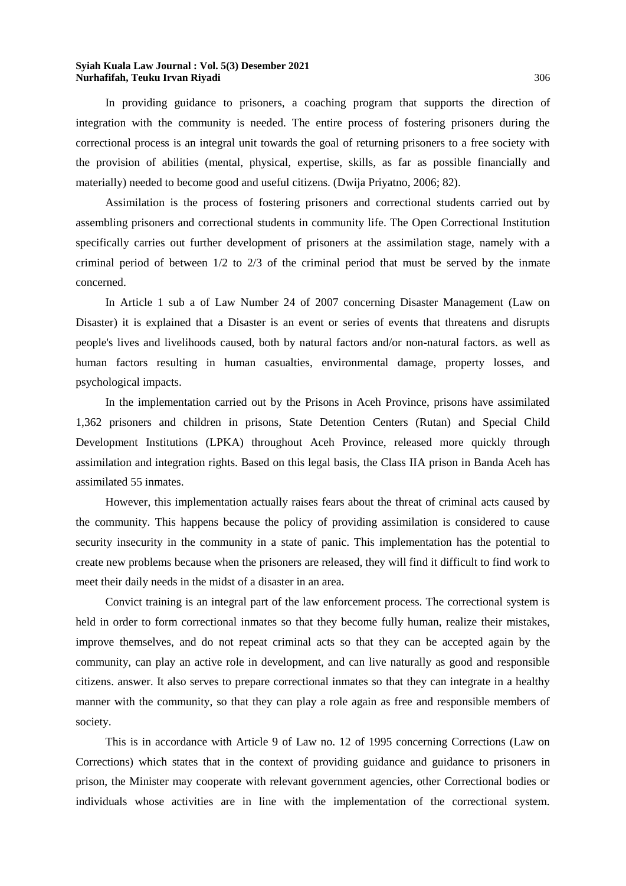In providing guidance to prisoners, a coaching program that supports the direction of integration with the community is needed. The entire process of fostering prisoners during the correctional process is an integral unit towards the goal of returning prisoners to a free society with the provision of abilities (mental, physical, expertise, skills, as far as possible financially and materially) needed to become good and useful citizens. (Dwija Priyatno, 2006; 82).

Assimilation is the process of fostering prisoners and correctional students carried out by assembling prisoners and correctional students in community life. The Open Correctional Institution specifically carries out further development of prisoners at the assimilation stage, namely with a criminal period of between 1/2 to 2/3 of the criminal period that must be served by the inmate concerned.

In Article 1 sub a of Law Number 24 of 2007 concerning Disaster Management (Law on Disaster) it is explained that a Disaster is an event or series of events that threatens and disrupts people's lives and livelihoods caused, both by natural factors and/or non-natural factors. as well as human factors resulting in human casualties, environmental damage, property losses, and psychological impacts.

In the implementation carried out by the Prisons in Aceh Province, prisons have assimilated 1,362 prisoners and children in prisons, State Detention Centers (Rutan) and Special Child Development Institutions (LPKA) throughout Aceh Province, released more quickly through assimilation and integration rights. Based on this legal basis, the Class IIA prison in Banda Aceh has assimilated 55 inmates.

However, this implementation actually raises fears about the threat of criminal acts caused by the community. This happens because the policy of providing assimilation is considered to cause security insecurity in the community in a state of panic. This implementation has the potential to create new problems because when the prisoners are released, they will find it difficult to find work to meet their daily needs in the midst of a disaster in an area.

Convict training is an integral part of the law enforcement process. The correctional system is held in order to form correctional inmates so that they become fully human, realize their mistakes, improve themselves, and do not repeat criminal acts so that they can be accepted again by the community, can play an active role in development, and can live naturally as good and responsible citizens. answer. It also serves to prepare correctional inmates so that they can integrate in a healthy manner with the community, so that they can play a role again as free and responsible members of society.

This is in accordance with Article 9 of Law no. 12 of 1995 concerning Corrections (Law on Corrections) which states that in the context of providing guidance and guidance to prisoners in prison, the Minister may cooperate with relevant government agencies, other Correctional bodies or individuals whose activities are in line with the implementation of the correctional system.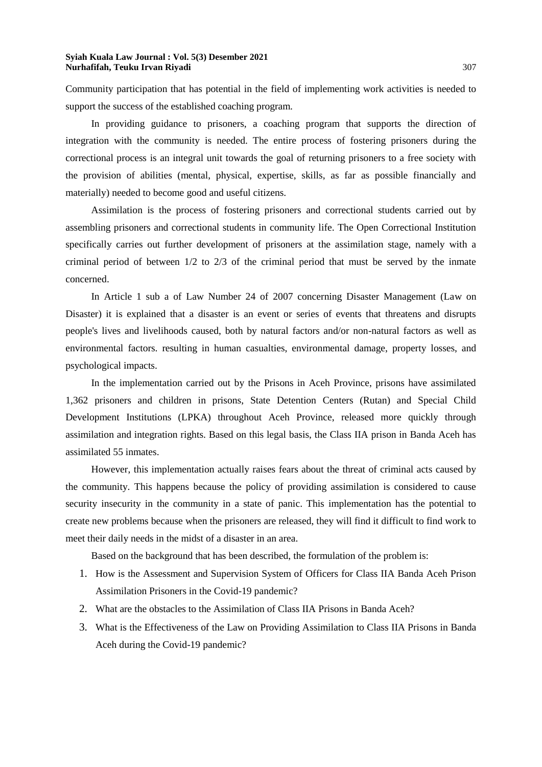Community participation that has potential in the field of implementing work activities is needed to support the success of the established coaching program.

In providing guidance to prisoners, a coaching program that supports the direction of integration with the community is needed. The entire process of fostering prisoners during the correctional process is an integral unit towards the goal of returning prisoners to a free society with the provision of abilities (mental, physical, expertise, skills, as far as possible financially and materially) needed to become good and useful citizens.

Assimilation is the process of fostering prisoners and correctional students carried out by assembling prisoners and correctional students in community life. The Open Correctional Institution specifically carries out further development of prisoners at the assimilation stage, namely with a criminal period of between 1/2 to 2/3 of the criminal period that must be served by the inmate concerned.

In Article 1 sub a of Law Number 24 of 2007 concerning Disaster Management (Law on Disaster) it is explained that a disaster is an event or series of events that threatens and disrupts people's lives and livelihoods caused, both by natural factors and/or non-natural factors as well as environmental factors. resulting in human casualties, environmental damage, property losses, and psychological impacts.

In the implementation carried out by the Prisons in Aceh Province, prisons have assimilated 1,362 prisoners and children in prisons, State Detention Centers (Rutan) and Special Child Development Institutions (LPKA) throughout Aceh Province, released more quickly through assimilation and integration rights. Based on this legal basis, the Class IIA prison in Banda Aceh has assimilated 55 inmates.

However, this implementation actually raises fears about the threat of criminal acts caused by the community. This happens because the policy of providing assimilation is considered to cause security insecurity in the community in a state of panic. This implementation has the potential to create new problems because when the prisoners are released, they will find it difficult to find work to meet their daily needs in the midst of a disaster in an area.

Based on the background that has been described, the formulation of the problem is:

1. How is the Assessment and Supervision System of Officers for Class IIA Banda Aceh Prison Assimilation Prisoners in the Covid-19 pandemic?
2. What are the obstacles to the Assimilation of Class IIA Prisons in Banda Aceh?
3. What is the Effectiveness of the Law on Providing Assimilation to Class IIA Prisons in Banda Aceh during the Covid-19 pandemic?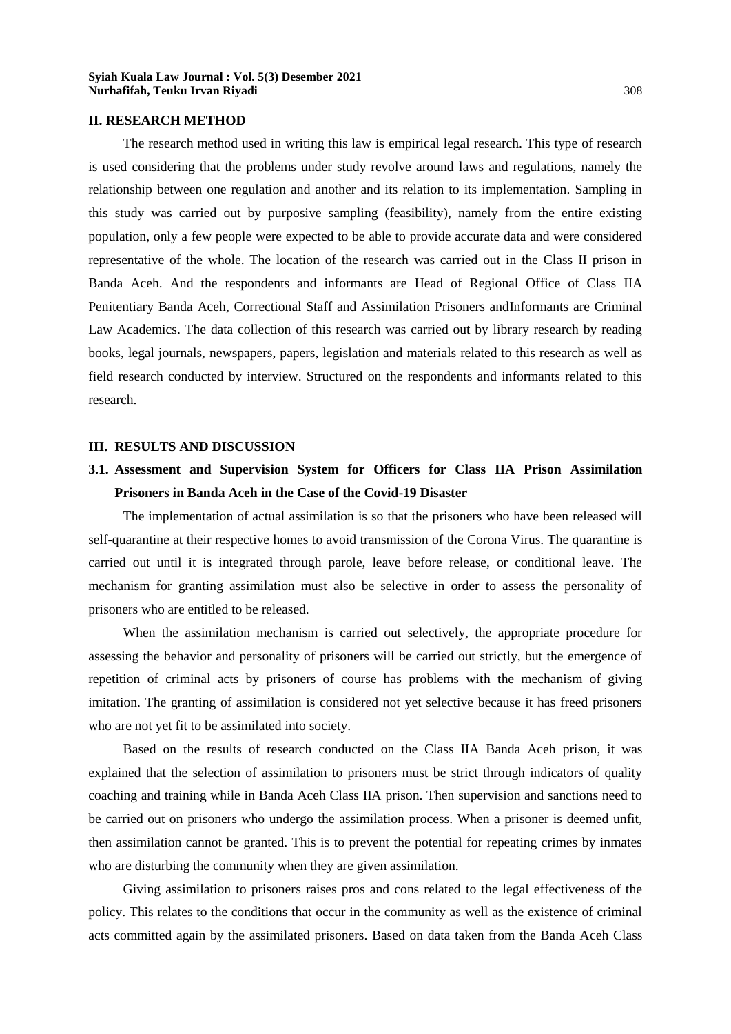## II. RESEARCH METHOD

The research method used in writing this law is empirical legal research. This type of research is used considering that the problems under study revolve around laws and regulations, namely the relationship between one regulation and another and its relation to its implementation. Sampling in this study was carried out by purposive sampling (feasibility), namely from the entire existing population, only a few people were expected to be able to provide accurate data and were considered representative of the whole. The location of the research was carried out in the Class II prison in Banda Aceh. And the respondents and informants are Head of Regional Office of Class IIA Penitentiary Banda Aceh, Correctional Staff and Assimilation Prisoners andInformants are Criminal Law Academics. The data collection of this research was carried out by library research by reading books, legal journals, newspapers, papers, legislation and materials related to this research as well as field research conducted by interview. Structured on the respondents and informants related to this research.

## III. RESULTS AND DISCUSSION

### 3.1. Assessment and Supervision System for Officers for Class IIA Prison Assimilation Prisoners in Banda Aceh in the Case of the Covid-19 Disaster

The implementation of actual assimilation is so that the prisoners who have been released will self-quarantine at their respective homes to avoid transmission of the Corona Virus. The quarantine is carried out until it is integrated through parole, leave before release, or conditional leave. The mechanism for granting assimilation must also be selective in order to assess the personality of prisoners who are entitled to be released.

When the assimilation mechanism is carried out selectively, the appropriate procedure for assessing the behavior and personality of prisoners will be carried out strictly, but the emergence of repetition of criminal acts by prisoners of course has problems with the mechanism of giving imitation. The granting of assimilation is considered not yet selective because it has freed prisoners who are not yet fit to be assimilated into society.

Based on the results of research conducted on the Class IIA Banda Aceh prison, it was explained that the selection of assimilation to prisoners must be strict through indicators of quality coaching and training while in Banda Aceh Class IIA prison. Then supervision and sanctions need to be carried out on prisoners who undergo the assimilation process. When a prisoner is deemed unfit, then assimilation cannot be granted. This is to prevent the potential for repeating crimes by inmates who are disturbing the community when they are given assimilation.

Giving assimilation to prisoners raises pros and cons related to the legal effectiveness of the policy. This relates to the conditions that occur in the community as well as the existence of criminal acts committed again by the assimilated prisoners. Based on data taken from the Banda Aceh Class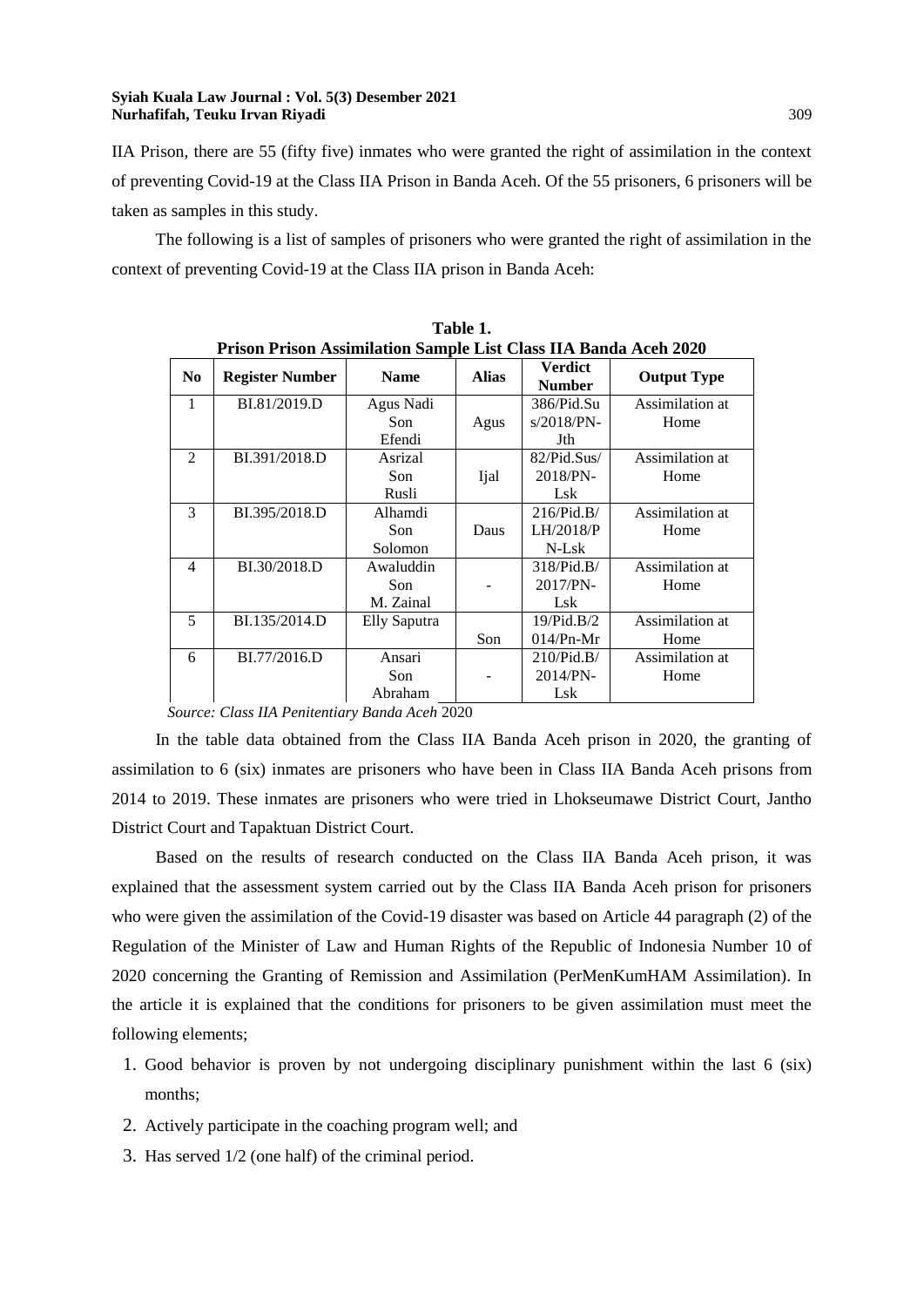IIA Prison, there are 55 (fifty five) inmates who were granted the right of assimilation in the context of preventing Covid-19 at the Class IIA Prison in Banda Aceh. Of the 55 prisoners, 6 prisoners will be taken as samples in this study.

The following is a list of samples of prisoners who were granted the right of assimilation in the context of preventing Covid-19 at the Class IIA prison in Banda Aceh:

**Table 1.**
**Prison Prison Assimilation Sample List Class IIA Banda Aceh 2020**

| No | Register Number | Name | Alias | Verdict Number | Output Type |
|---|---|---|---|---|---|
| 1 | BI.81/2019.D | Agus Nadi Son Efendi | Agus | 386/Pid.Sus/2018/PN-Jth | Assimilation at Home |
| 2 | BI.391/2018.D | Asrizal Son Rusli | Ijal | 82/Pid.Sus/2018/PN-Lsk | Assimilation at Home |
| 3 | BI.395/2018.D | Alhamdi Son Solomon | Daus | 216/Pid.B/LH/2018/PN-Lsk | Assimilation at Home |
| 4 | BI.30/2018.D | Awaluddin Son M. Zainal | - | 318/Pid.B/2017/PN-Lsk | Assimilation at Home |
| 5 | BI.135/2014.D | Elly Saputra | Son | 19/Pid.B/2014/Pn-Mr | Assimilation at Home |
| 6 | BI.77/2016.D | Ansari Son Abraham | - | 210/Pid.B/2014/PN-Lsk | Assimilation at Home |

*Source: Class IIA Penitentiary Banda Aceh* 2020

In the table data obtained from the Class IIA Banda Aceh prison in 2020, the granting of assimilation to 6 (six) inmates are prisoners who have been in Class IIA Banda Aceh prisons from 2014 to 2019. These inmates are prisoners who were tried in Lhokseumawe District Court, Jantho District Court and Tapaktuan District Court.

Based on the results of research conducted on the Class IIA Banda Aceh prison, it was explained that the assessment system carried out by the Class IIA Banda Aceh prison for prisoners who were given the assimilation of the Covid-19 disaster was based on Article 44 paragraph (2) of the Regulation of the Minister of Law and Human Rights of the Republic of Indonesia Number 10 of 2020 concerning the Granting of Remission and Assimilation (PerMenKumHAM Assimilation). In the article it is explained that the conditions for prisoners to be given assimilation must meet the following elements;

1. Good behavior is proven by not undergoing disciplinary punishment within the last 6 (six) months;
2. Actively participate in the coaching program well; and
3. Has served 1/2 (one half) of the criminal period.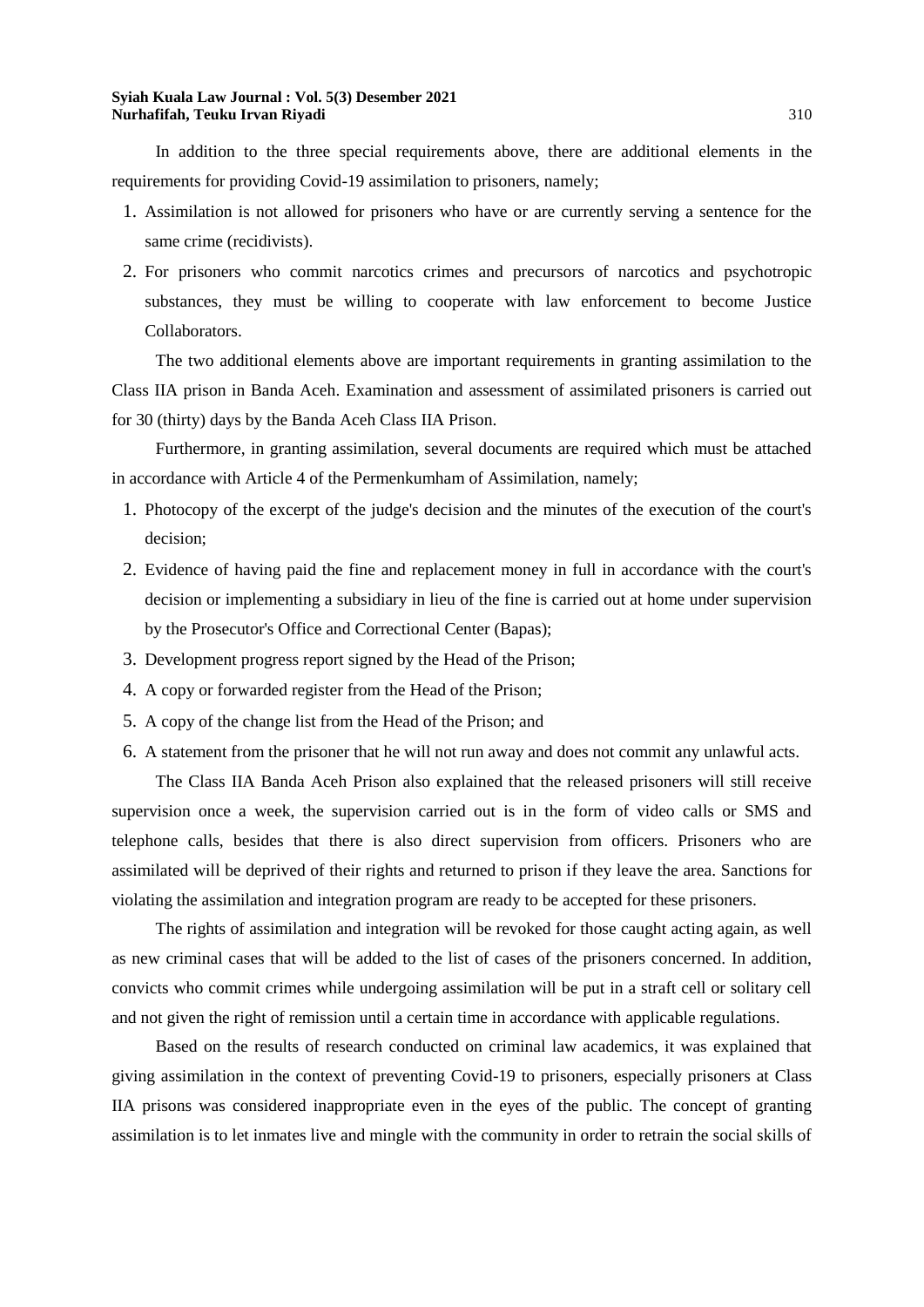In addition to the three special requirements above, there are additional elements in the requirements for providing Covid-19 assimilation to prisoners, namely;

1. Assimilation is not allowed for prisoners who have or are currently serving a sentence for the same crime (recidivists).
2. For prisoners who commit narcotics crimes and precursors of narcotics and psychotropic substances, they must be willing to cooperate with law enforcement to become Justice Collaborators.

The two additional elements above are important requirements in granting assimilation to the Class IIA prison in Banda Aceh. Examination and assessment of assimilated prisoners is carried out for 30 (thirty) days by the Banda Aceh Class IIA Prison.

Furthermore, in granting assimilation, several documents are required which must be attached in accordance with Article 4 of the Permenkumham of Assimilation, namely;

1. Photocopy of the excerpt of the judge's decision and the minutes of the execution of the court's decision;
2. Evidence of having paid the fine and replacement money in full in accordance with the court's decision or implementing a subsidiary in lieu of the fine is carried out at home under supervision by the Prosecutor's Office and Correctional Center (Bapas);
3. Development progress report signed by the Head of the Prison;
4. A copy or forwarded register from the Head of the Prison;
5. A copy of the change list from the Head of the Prison; and
6. A statement from the prisoner that he will not run away and does not commit any unlawful acts.

The Class IIA Banda Aceh Prison also explained that the released prisoners will still receive supervision once a week, the supervision carried out is in the form of video calls or SMS and telephone calls, besides that there is also direct supervision from officers. Prisoners who are assimilated will be deprived of their rights and returned to prison if they leave the area. Sanctions for violating the assimilation and integration program are ready to be accepted for these prisoners.

The rights of assimilation and integration will be revoked for those caught acting again, as well as new criminal cases that will be added to the list of cases of the prisoners concerned. In addition, convicts who commit crimes while undergoing assimilation will be put in a straft cell or solitary cell and not given the right of remission until a certain time in accordance with applicable regulations.

Based on the results of research conducted on criminal law academics, it was explained that giving assimilation in the context of preventing Covid-19 to prisoners, especially prisoners at Class IIA prisons was considered inappropriate even in the eyes of the public. The concept of granting assimilation is to let inmates live and mingle with the community in order to retrain the social skills of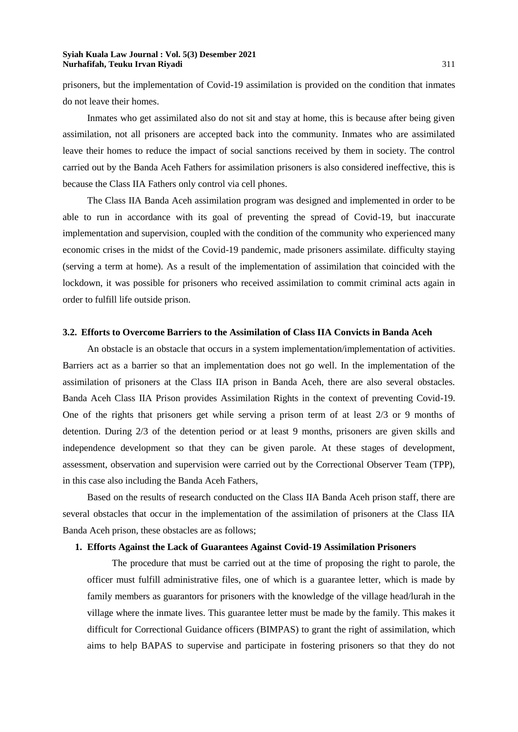prisoners, but the implementation of Covid-19 assimilation is provided on the condition that inmates do not leave their homes.

Inmates who get assimilated also do not sit and stay at home, this is because after being given assimilation, not all prisoners are accepted back into the community. Inmates who are assimilated leave their homes to reduce the impact of social sanctions received by them in society. The control carried out by the Banda Aceh Fathers for assimilation prisoners is also considered ineffective, this is because the Class IIA Fathers only control via cell phones.

The Class IIA Banda Aceh assimilation program was designed and implemented in order to be able to run in accordance with its goal of preventing the spread of Covid-19, but inaccurate implementation and supervision, coupled with the condition of the community who experienced many economic crises in the midst of the Covid-19 pandemic, made prisoners assimilate. difficulty staying (serving a term at home). As a result of the implementation of assimilation that coincided with the lockdown, it was possible for prisoners who received assimilation to commit criminal acts again in order to fulfill life outside prison.

### 3.2. Efforts to Overcome Barriers to the Assimilation of Class IIA Convicts in Banda Aceh

An obstacle is an obstacle that occurs in a system implementation/implementation of activities. Barriers act as a barrier so that an implementation does not go well. In the implementation of the assimilation of prisoners at the Class IIA prison in Banda Aceh, there are also several obstacles. Banda Aceh Class IIA Prison provides Assimilation Rights in the context of preventing Covid-19. One of the rights that prisoners get while serving a prison term of at least 2/3 or 9 months of detention. During 2/3 of the detention period or at least 9 months, prisoners are given skills and independence development so that they can be given parole. At these stages of development, assessment, observation and supervision were carried out by the Correctional Observer Team (TPP), in this case also including the Banda Aceh Fathers,

Based on the results of research conducted on the Class IIA Banda Aceh prison staff, there are several obstacles that occur in the implementation of the assimilation of prisoners at the Class IIA Banda Aceh prison, these obstacles are as follows;

**1. Efforts Against the Lack of Guarantees Against Covid-19 Assimilation Prisoners**

The procedure that must be carried out at the time of proposing the right to parole, the officer must fulfill administrative files, one of which is a guarantee letter, which is made by family members as guarantors for prisoners with the knowledge of the village head/lurah in the village where the inmate lives. This guarantee letter must be made by the family. This makes it difficult for Correctional Guidance officers (BIMPAS) to grant the right of assimilation, which aims to help BAPAS to supervise and participate in fostering prisoners so that they do not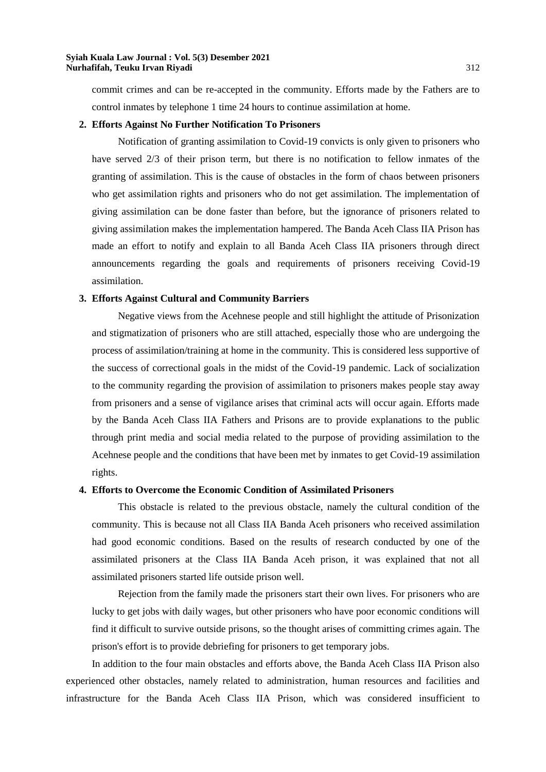commit crimes and can be re-accepted in the community. Efforts made by the Fathers are to control inmates by telephone 1 time 24 hours to continue assimilation at home.

**2. Efforts Against No Further Notification To Prisoners**

Notification of granting assimilation to Covid-19 convicts is only given to prisoners who have served 2/3 of their prison term, but there is no notification to fellow inmates of the granting of assimilation. This is the cause of obstacles in the form of chaos between prisoners who get assimilation rights and prisoners who do not get assimilation. The implementation of giving assimilation can be done faster than before, but the ignorance of prisoners related to giving assimilation makes the implementation hampered. The Banda Aceh Class IIA Prison has made an effort to notify and explain to all Banda Aceh Class IIA prisoners through direct announcements regarding the goals and requirements of prisoners receiving Covid-19 assimilation.

**3. Efforts Against Cultural and Community Barriers**

Negative views from the Acehnese people and still highlight the attitude of Prisonization and stigmatization of prisoners who are still attached, especially those who are undergoing the process of assimilation/training at home in the community. This is considered less supportive of the success of correctional goals in the midst of the Covid-19 pandemic. Lack of socialization to the community regarding the provision of assimilation to prisoners makes people stay away from prisoners and a sense of vigilance arises that criminal acts will occur again. Efforts made by the Banda Aceh Class IIA Fathers and Prisons are to provide explanations to the public through print media and social media related to the purpose of providing assimilation to the Acehnese people and the conditions that have been met by inmates to get Covid-19 assimilation rights.

**4. Efforts to Overcome the Economic Condition of Assimilated Prisoners**

This obstacle is related to the previous obstacle, namely the cultural condition of the community. This is because not all Class IIA Banda Aceh prisoners who received assimilation had good economic conditions. Based on the results of research conducted by one of the assimilated prisoners at the Class IIA Banda Aceh prison, it was explained that not all assimilated prisoners started life outside prison well.

Rejection from the family made the prisoners start their own lives. For prisoners who are lucky to get jobs with daily wages, but other prisoners who have poor economic conditions will find it difficult to survive outside prisons, so the thought arises of committing crimes again. The prison's effort is to provide debriefing for prisoners to get temporary jobs.

In addition to the four main obstacles and efforts above, the Banda Aceh Class IIA Prison also experienced other obstacles, namely related to administration, human resources and facilities and infrastructure for the Banda Aceh Class IIA Prison, which was considered insufficient to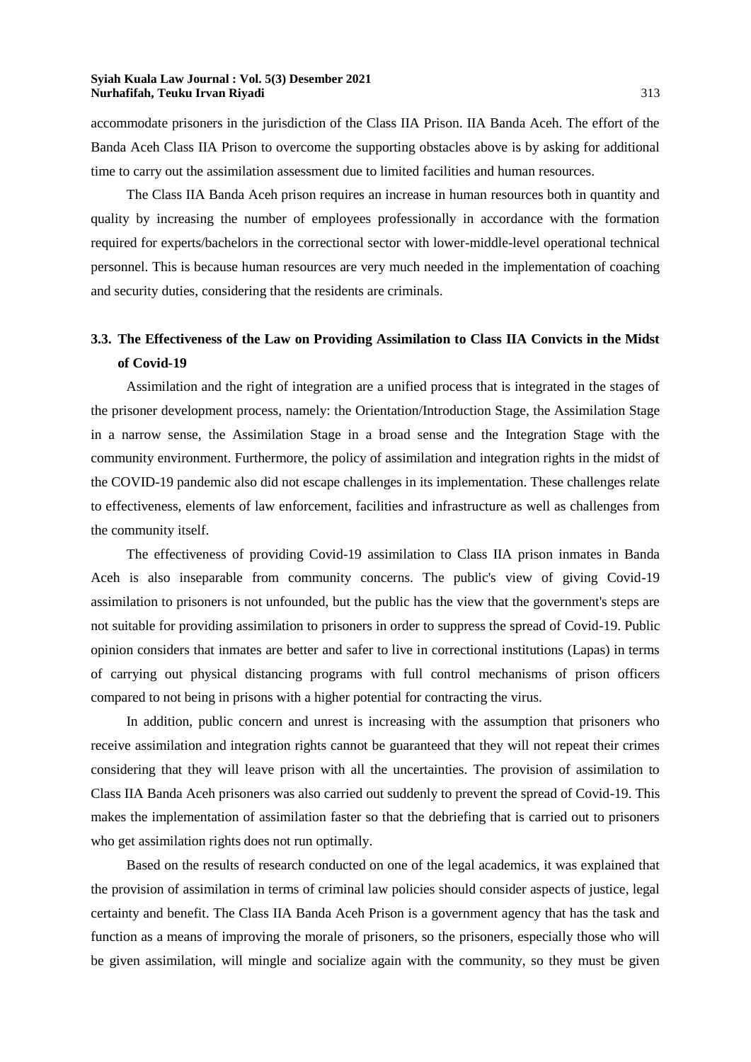accommodate prisoners in the jurisdiction of the Class IIA Prison. IIA Banda Aceh. The effort of the Banda Aceh Class IIA Prison to overcome the supporting obstacles above is by asking for additional time to carry out the assimilation assessment due to limited facilities and human resources.

The Class IIA Banda Aceh prison requires an increase in human resources both in quantity and quality by increasing the number of employees professionally in accordance with the formation required for experts/bachelors in the correctional sector with lower-middle-level operational technical personnel. This is because human resources are very much needed in the implementation of coaching and security duties, considering that the residents are criminals.

## 3.3. The Effectiveness of the Law on Providing Assimilation to Class IIA Convicts in the Midst of Covid-19

Assimilation and the right of integration are a unified process that is integrated in the stages of the prisoner development process, namely: the Orientation/Introduction Stage, the Assimilation Stage in a narrow sense, the Assimilation Stage in a broad sense and the Integration Stage with the community environment. Furthermore, the policy of assimilation and integration rights in the midst of the COVID-19 pandemic also did not escape challenges in its implementation. These challenges relate to effectiveness, elements of law enforcement, facilities and infrastructure as well as challenges from the community itself.

The effectiveness of providing Covid-19 assimilation to Class IIA prison inmates in Banda Aceh is also inseparable from community concerns. The public's view of giving Covid-19 assimilation to prisoners is not unfounded, but the public has the view that the government's steps are not suitable for providing assimilation to prisoners in order to suppress the spread of Covid-19. Public opinion considers that inmates are better and safer to live in correctional institutions (Lapas) in terms of carrying out physical distancing programs with full control mechanisms of prison officers compared to not being in prisons with a higher potential for contracting the virus.

In addition, public concern and unrest is increasing with the assumption that prisoners who receive assimilation and integration rights cannot be guaranteed that they will not repeat their crimes considering that they will leave prison with all the uncertainties. The provision of assimilation to Class IIA Banda Aceh prisoners was also carried out suddenly to prevent the spread of Covid-19. This makes the implementation of assimilation faster so that the debriefing that is carried out to prisoners who get assimilation rights does not run optimally.

Based on the results of research conducted on one of the legal academics, it was explained that the provision of assimilation in terms of criminal law policies should consider aspects of justice, legal certainty and benefit. The Class IIA Banda Aceh Prison is a government agency that has the task and function as a means of improving the morale of prisoners, so the prisoners, especially those who will be given assimilation, will mingle and socialize again with the community, so they must be given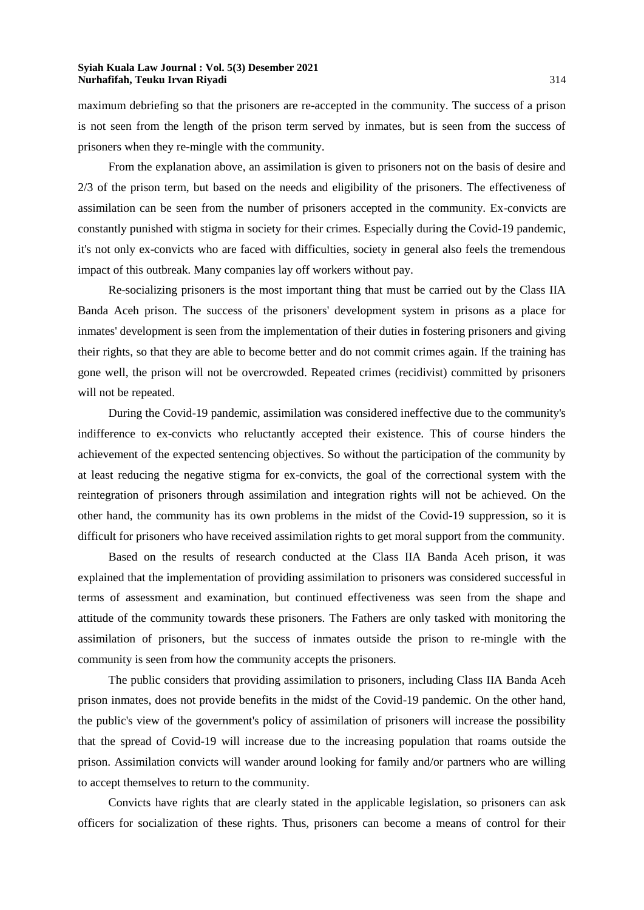maximum debriefing so that the prisoners are re-accepted in the community. The success of a prison is not seen from the length of the prison term served by inmates, but is seen from the success of prisoners when they re-mingle with the community.

From the explanation above, an assimilation is given to prisoners not on the basis of desire and 2/3 of the prison term, but based on the needs and eligibility of the prisoners. The effectiveness of assimilation can be seen from the number of prisoners accepted in the community. Ex-convicts are constantly punished with stigma in society for their crimes. Especially during the Covid-19 pandemic, it's not only ex-convicts who are faced with difficulties, society in general also feels the tremendous impact of this outbreak. Many companies lay off workers without pay.

Re-socializing prisoners is the most important thing that must be carried out by the Class IIA Banda Aceh prison. The success of the prisoners' development system in prisons as a place for inmates' development is seen from the implementation of their duties in fostering prisoners and giving their rights, so that they are able to become better and do not commit crimes again. If the training has gone well, the prison will not be overcrowded. Repeated crimes (recidivist) committed by prisoners will not be repeated.

During the Covid-19 pandemic, assimilation was considered ineffective due to the community's indifference to ex-convicts who reluctantly accepted their existence. This of course hinders the achievement of the expected sentencing objectives. So without the participation of the community by at least reducing the negative stigma for ex-convicts, the goal of the correctional system with the reintegration of prisoners through assimilation and integration rights will not be achieved. On the other hand, the community has its own problems in the midst of the Covid-19 suppression, so it is difficult for prisoners who have received assimilation rights to get moral support from the community.

Based on the results of research conducted at the Class IIA Banda Aceh prison, it was explained that the implementation of providing assimilation to prisoners was considered successful in terms of assessment and examination, but continued effectiveness was seen from the shape and attitude of the community towards these prisoners. The Fathers are only tasked with monitoring the assimilation of prisoners, but the success of inmates outside the prison to re-mingle with the community is seen from how the community accepts the prisoners.

The public considers that providing assimilation to prisoners, including Class IIA Banda Aceh prison inmates, does not provide benefits in the midst of the Covid-19 pandemic. On the other hand, the public's view of the government's policy of assimilation of prisoners will increase the possibility that the spread of Covid-19 will increase due to the increasing population that roams outside the prison. Assimilation convicts will wander around looking for family and/or partners who are willing to accept themselves to return to the community.

Convicts have rights that are clearly stated in the applicable legislation, so prisoners can ask officers for socialization of these rights. Thus, prisoners can become a means of control for their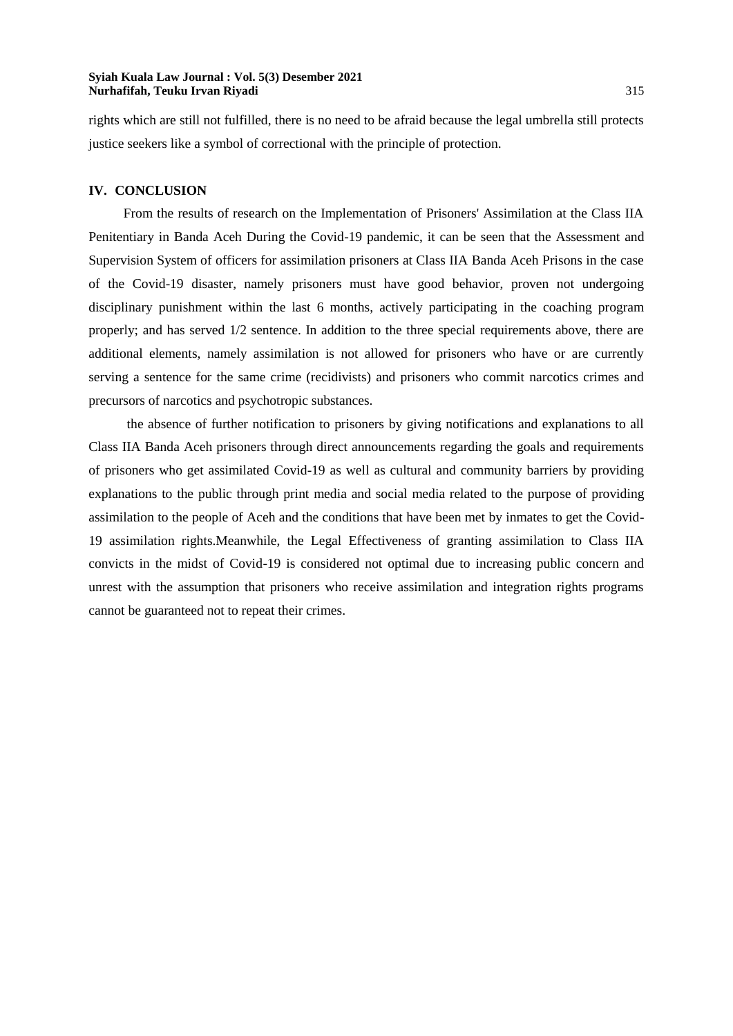rights which are still not fulfilled, there is no need to be afraid because the legal umbrella still protects justice seekers like a symbol of correctional with the principle of protection.

## IV. CONCLUSION

From the results of research on the Implementation of Prisoners' Assimilation at the Class IIA Penitentiary in Banda Aceh During the Covid-19 pandemic, it can be seen that the Assessment and Supervision System of officers for assimilation prisoners at Class IIA Banda Aceh Prisons in the case of the Covid-19 disaster, namely prisoners must have good behavior, proven not undergoing disciplinary punishment within the last 6 months, actively participating in the coaching program properly; and has served 1/2 sentence. In addition to the three special requirements above, there are additional elements, namely assimilation is not allowed for prisoners who have or are currently serving a sentence for the same crime (recidivists) and prisoners who commit narcotics crimes and precursors of narcotics and psychotropic substances.

the absence of further notification to prisoners by giving notifications and explanations to all Class IIA Banda Aceh prisoners through direct announcements regarding the goals and requirements of prisoners who get assimilated Covid-19 as well as cultural and community barriers by providing explanations to the public through print media and social media related to the purpose of providing assimilation to the people of Aceh and the conditions that have been met by inmates to get the Covid-19 assimilation rights.Meanwhile, the Legal Effectiveness of granting assimilation to Class IIA convicts in the midst of Covid-19 is considered not optimal due to increasing public concern and unrest with the assumption that prisoners who receive assimilation and integration rights programs cannot be guaranteed not to repeat their crimes.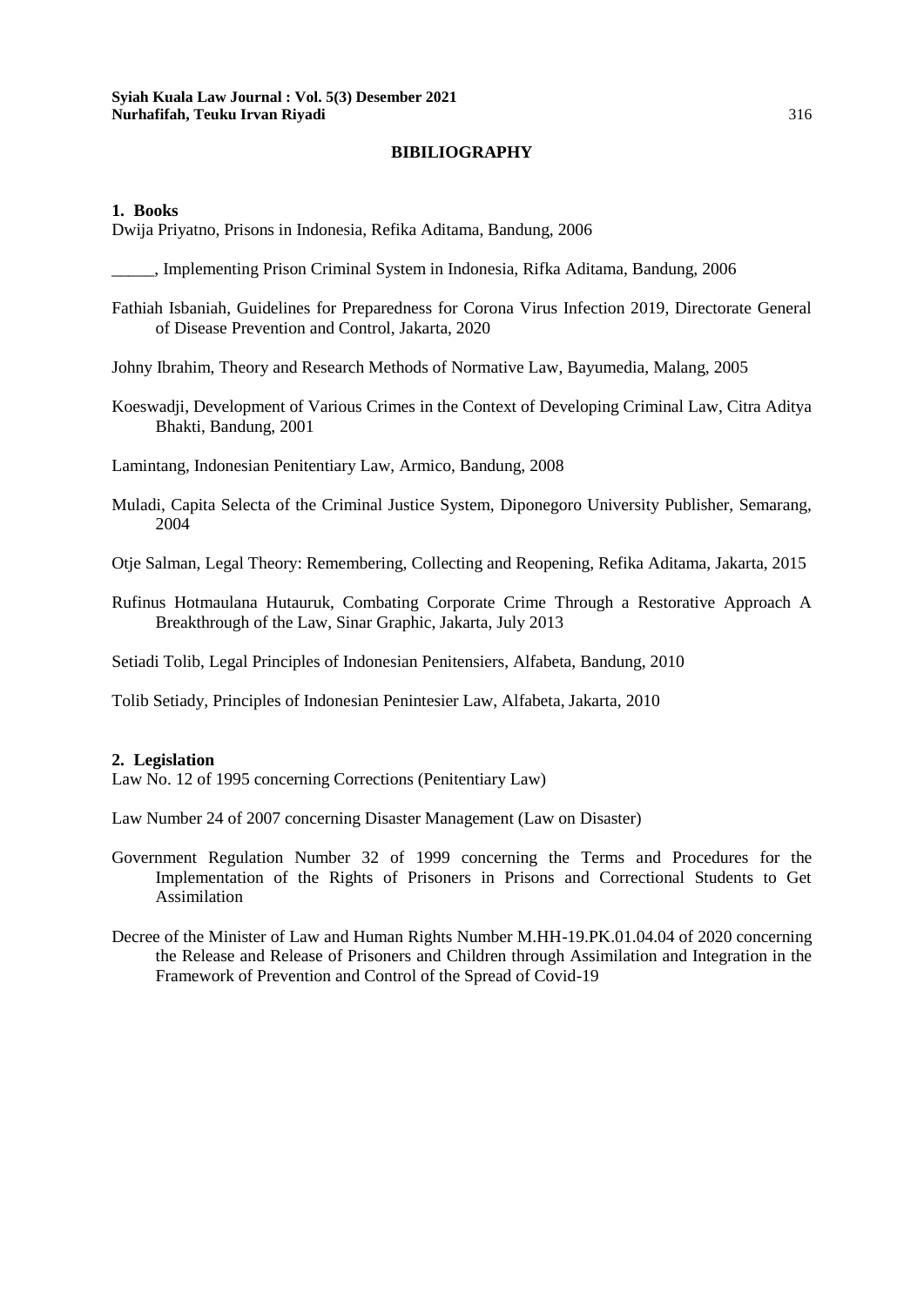# BIBILIOGRAPHY

## 1. Books

Dwija Priyatno, Prisons in Indonesia, Refika Aditama, Bandung, 2006

_____, Implementing Prison Criminal System in Indonesia, Rifka Aditama, Bandung, 2006

Fathiah Isbaniah, Guidelines for Preparedness for Corona Virus Infection 2019, Directorate General of Disease Prevention and Control, Jakarta, 2020

Johny Ibrahim, Theory and Research Methods of Normative Law, Bayumedia, Malang, 2005

Koeswadji, Development of Various Crimes in the Context of Developing Criminal Law, Citra Aditya Bhakti, Bandung, 2001

Lamintang, Indonesian Penitentiary Law, Armico, Bandung, 2008

Muladi, Capita Selecta of the Criminal Justice System, Diponegoro University Publisher, Semarang, 2004

Otje Salman, Legal Theory: Remembering, Collecting and Reopening, Refika Aditama, Jakarta, 2015

Rufinus Hotmaulana Hutauruk, Combating Corporate Crime Through a Restorative Approach A Breakthrough of the Law, Sinar Graphic, Jakarta, July 2013

Setiadi Tolib, Legal Principles of Indonesian Penitensiers, Alfabeta, Bandung, 2010

Tolib Setiady, Principles of Indonesian Penintesier Law, Alfabeta, Jakarta, 2010

## 2. Legislation

Law No. 12 of 1995 concerning Corrections (Penitentiary Law)

Law Number 24 of 2007 concerning Disaster Management (Law on Disaster)

Government Regulation Number 32 of 1999 concerning the Terms and Procedures for the Implementation of the Rights of Prisoners in Prisons and Correctional Students to Get Assimilation

Decree of the Minister of Law and Human Rights Number M.HH-19.PK.01.04.04 of 2020 concerning the Release and Release of Prisoners and Children through Assimilation and Integration in the Framework of Prevention and Control of the Spread of Covid-19